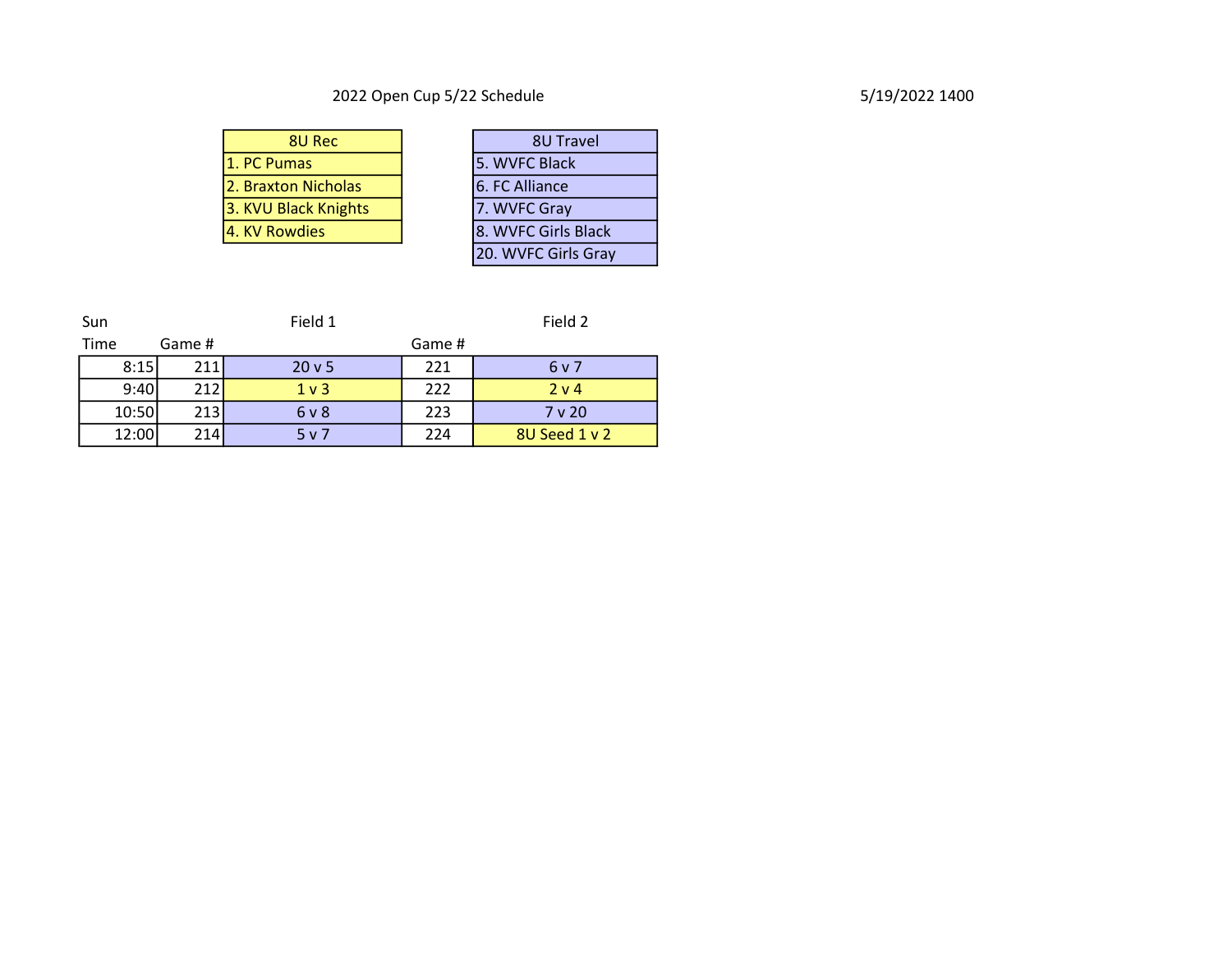2022 Open Cup 5/22 Schedule

5/19/2022 1400

| 8U Rec |
|---|
| 1. PC Pumas |
| 2. Braxton Nicholas |
| 3. KVU Black Knights |
| 4. KV Rowdies |

| 8U Travel |
|---|
| 5. WVFC Black |
| 6. FC Alliance |
| 7. WVFC Gray |
| 8. WVFC Girls Black |
| 20. WVFC Girls Gray |

| Sun | | Field 1 | | Field 2 |
|---|---|---|---|---|
| Time | Game # | | Game # | |
| 8:15 | 211 | 20 v 5 | 221 | 6 v 7 |
| 9:40 | 212 | 1 v 3 | 222 | 2 v 4 |
| 10:50 | 213 | 6 v 8 | 223 | 7 v 20 |
| 12:00 | 214 | 5 v 7 | 224 | 8U Seed 1 v 2 |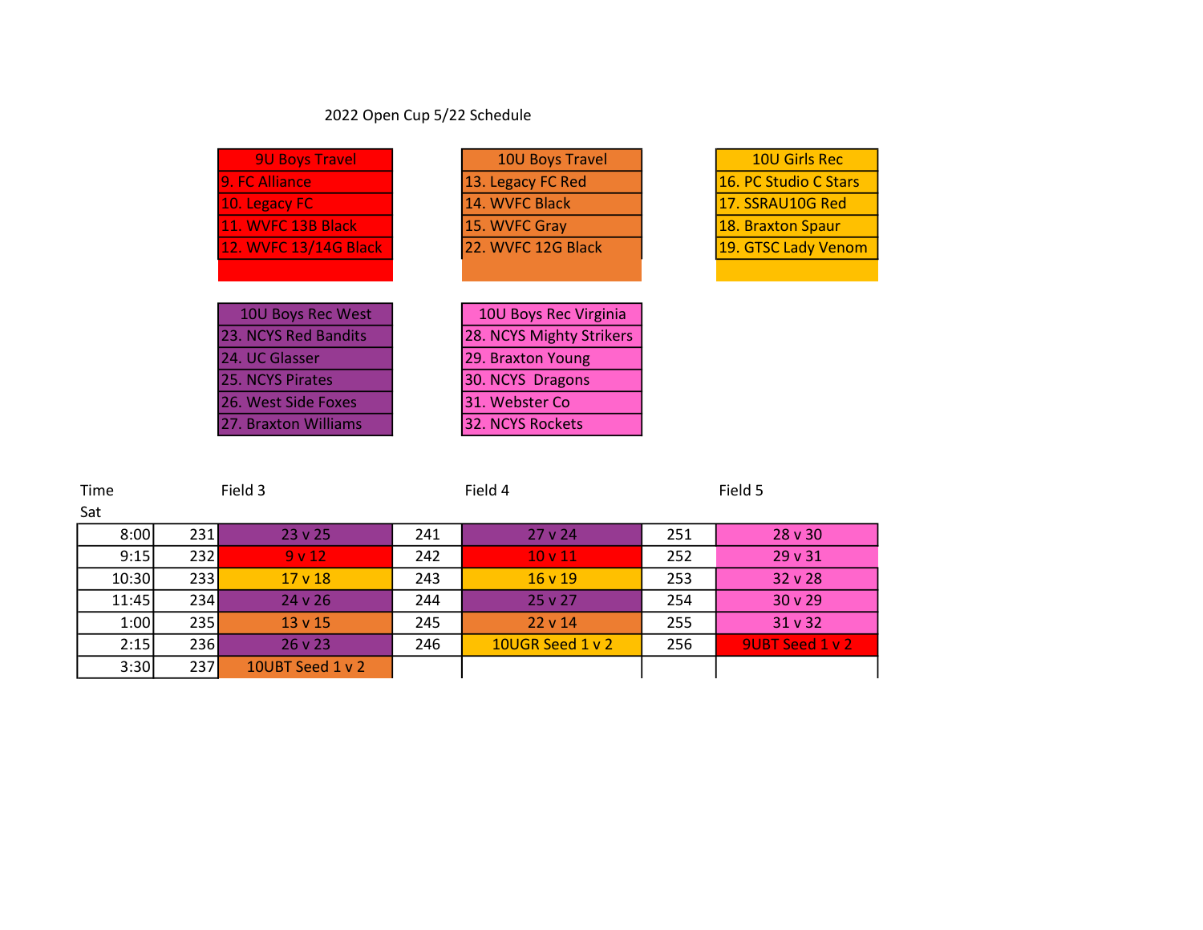2022 Open Cup 5/22 Schedule

| 9U Boys Travel |
|---|
| 9. FC Alliance |
| 10. Legacy FC |
| 11. WVFC 13B Black |
| 12. WVFC 13/14G Black |

| 10U Boys Travel |
|---|
| 13. Legacy FC Red |
| 14. WVFC Black |
| 15. WVFC Gray |
| 22. WVFC 12G Black |

| 10U Girls Rec |
|---|
| 16. PC Studio C Stars |
| 17. SSRAU10G Red |
| 18. Braxton Spaur |
| 19. GTSC Lady Venom |

| 10U Boys Rec West |
|---|
| 23. NCYS Red Bandits |
| 24. UC Glasser |
| 25. NCYS Pirates |
| 26. West Side Foxes |
| 27. Braxton Williams |

| 10U Boys Rec Virginia |
|---|
| 28. NCYS Mighty Strikers |
| 29. Braxton Young |
| 30. NCYS Dragons |
| 31. Webster Co |
| 32. NCYS Rockets |

| Time Sat | | Field 3 | | Field 4 | | Field 5 |
|---|---|---|---|---|---|---|
| 8:00 | 231 | 23 v 25 | 241 | 27 v 24 | 251 | 28 v 30 |
| 9:15 | 232 | 9 v 12 | 242 | 10 v 11 | 252 | 29 v 31 |
| 10:30 | 233 | 17 v 18 | 243 | 16 v 19 | 253 | 32 v 28 |
| 11:45 | 234 | 24 v 26 | 244 | 25 v 27 | 254 | 30 v 29 |
| 1:00 | 235 | 13 v 15 | 245 | 22 v 14 | 255 | 31 v 32 |
| 2:15 | 236 | 26 v 23 | 246 | 10UGR Seed 1 v 2 | 256 | 9UBT Seed 1 v 2 |
| 3:30 | 237 | 10UBT Seed 1 v 2 | | | | |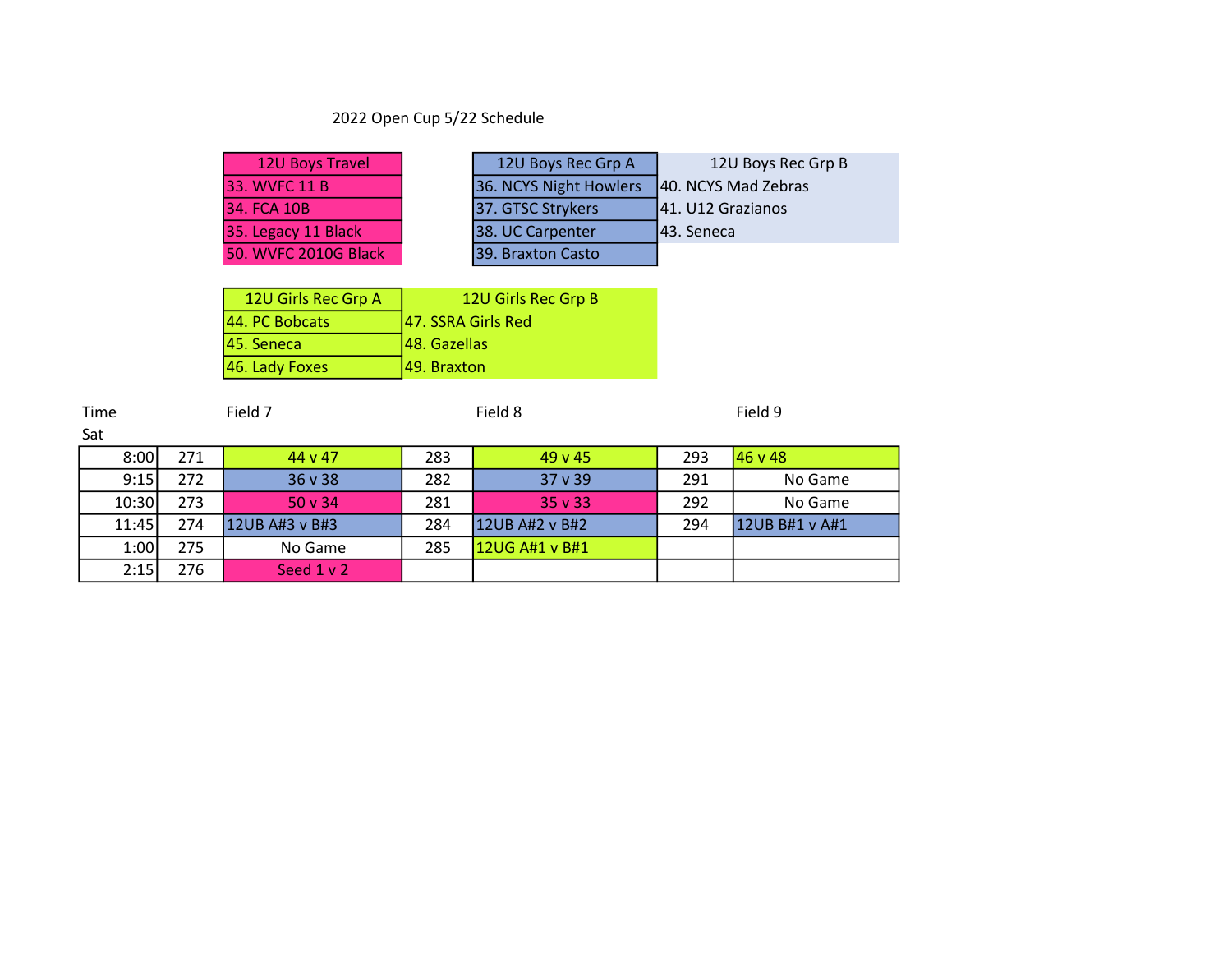2022 Open Cup 5/22 Schedule

| 12U Boys Travel |
|---|
| 33. WVFC 11 B |
| 34. FCA 10B |
| 35. Legacy 11 Black |
| 50. WVFC 2010G Black |

| 12U Boys Rec Grp A | 12U Boys Rec Grp B |
|---|---|
| 36. NCYS Night Howlers | 40. NCYS Mad Zebras |
| 37. GTSC Strykers | 41. U12 Grazianos |
| 38. UC Carpenter | 43. Seneca |
| 39. Braxton Casto | |

| 12U Girls Rec Grp A | 12U Girls Rec Grp B |
|---|---|
| 44. PC Bobcats | 47. SSRA Girls Red |
| 45. Seneca | 48. Gazellas |
| 46. Lady Foxes | 49. Braxton |

| Time Sat | | Field 7 | | Field 8 | | Field 9 |
|---|---|---|---|---|---|---|
| 8:00 | 271 | 44 v 47 | 283 | 49 v 45 | 293 | 46 v 48 |
| 9:15 | 272 | 36 v 38 | 282 | 37 v 39 | 291 | No Game |
| 10:30 | 273 | 50 v 34 | 281 | 35 v 33 | 292 | No Game |
| 11:45 | 274 | 12UB A#3 v B#3 | 284 | 12UB A#2 v B#2 | 294 | 12UB B#1 v A#1 |
| 1:00 | 275 | No Game | 285 | 12UG A#1 v B#1 | | |
| 2:15 | 276 | Seed 1 v 2 | | | | |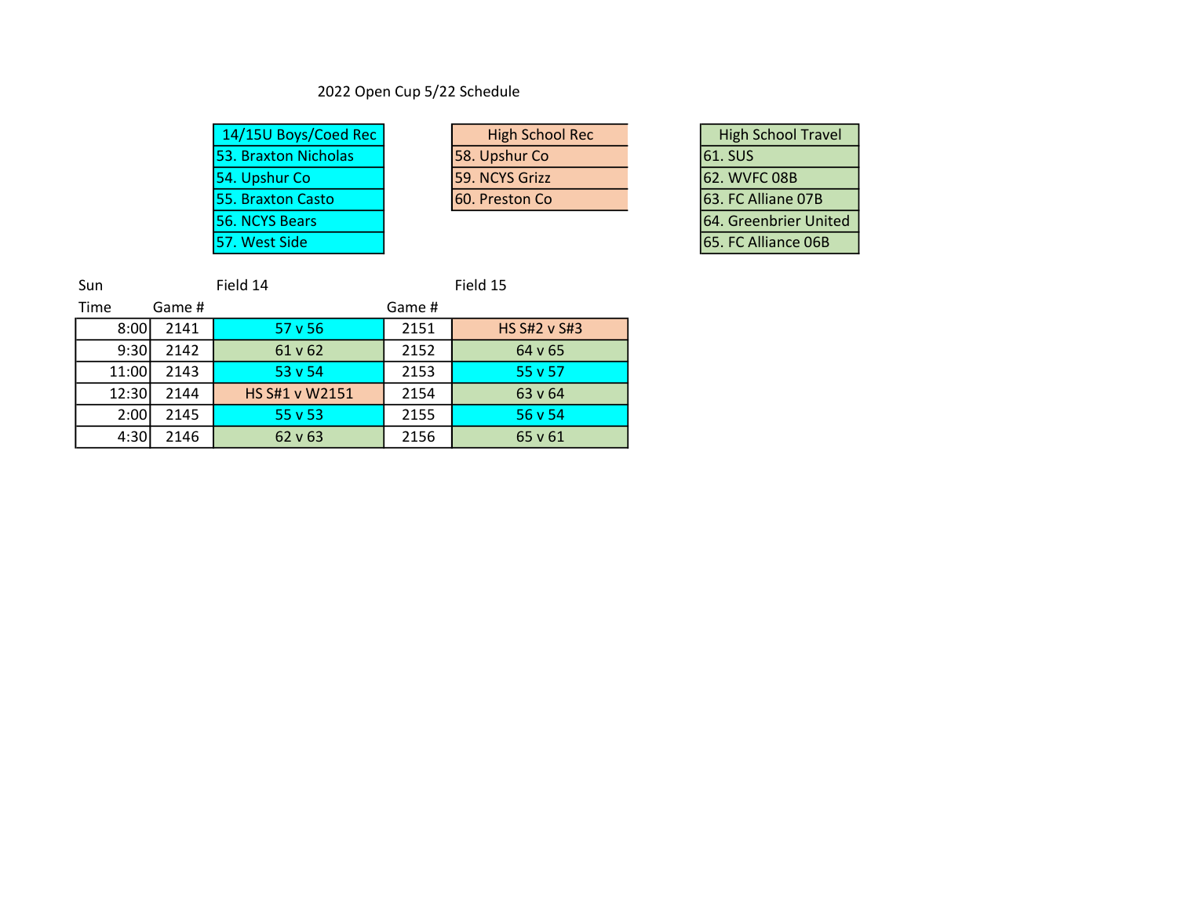2022 Open Cup 5/22 Schedule

| 14/15U Boys/Coed Rec |
|---|
| 53. Braxton Nicholas |
| 54. Upshur Co |
| 55. Braxton Casto |
| 56. NCYS Bears |
| 57. West Side |

| High School Rec |
|---|
| 58. Upshur Co |
| 59. NCYS Grizz |
| 60. Preston Co |

| High School Travel |
|---|
| 61. SUS |
| 62. WVFC 08B |
| 63. FC Alliane 07B |
| 64. Greenbrier United |
| 65. FC Alliance 06B |

| Sun | | Field 14 | | Field 15 |
|---|---|---|---|---|
| Time | Game # | | Game # | |
| 8:00 | 2141 | 57 v 56 | 2151 | HS S#2 v S#3 |
| 9:30 | 2142 | 61 v 62 | 2152 | 64 v 65 |
| 11:00 | 2143 | 53 v 54 | 2153 | 55 v 57 |
| 12:30 | 2144 | HS S#1 v W2151 | 2154 | 63 v 64 |
| 2:00 | 2145 | 55 v 53 | 2155 | 56 v 54 |
| 4:30 | 2146 | 62 v 63 | 2156 | 65 v 61 |